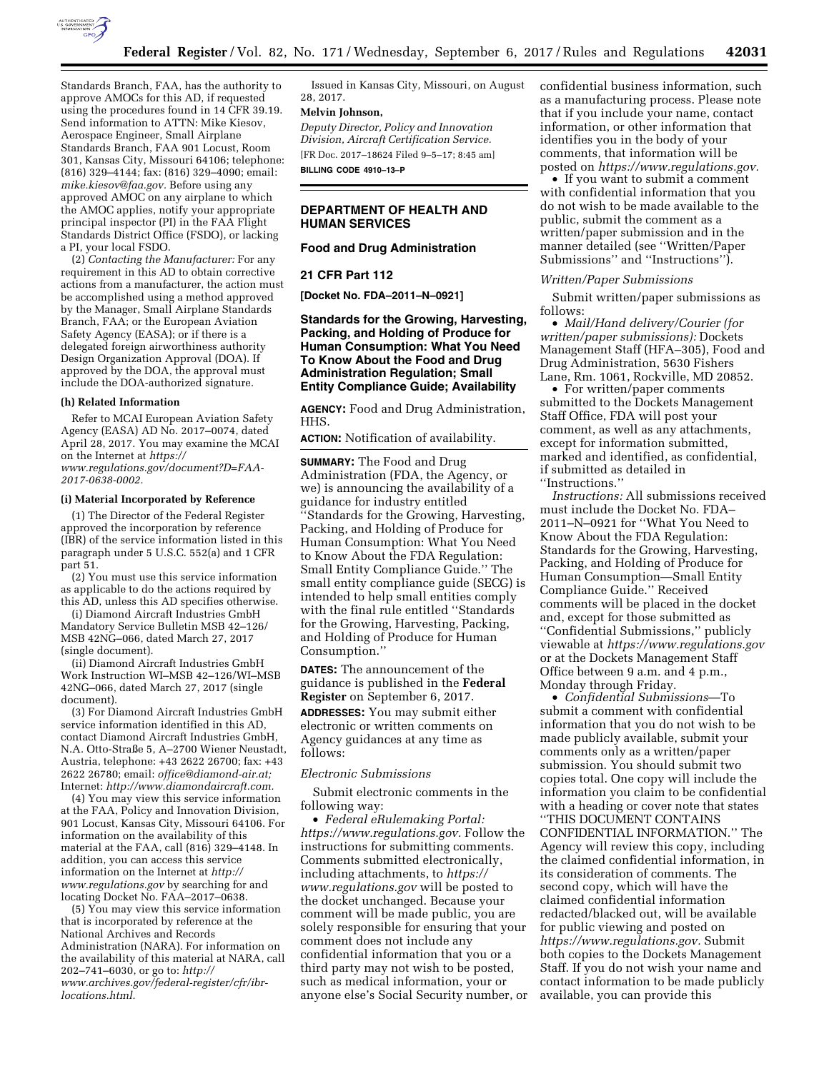Standards Branch, FAA, has the authority to approve AMOCs for this AD, if requested using the procedures found in 14 CFR 39.19. Send information to ATTN: Mike Kiesov, Aerospace Engineer, Small Airplane Standards Branch, FAA 901 Locust, Room 301, Kansas City, Missouri 64106; telephone: (816) 329–4144; fax: (816) 329–4090; email: *mike.kiesov@faa.gov.* Before using any approved AMOC on any airplane to which the AMOC applies, notify your appropriate principal inspector (PI) in the FAA Flight Standards District Office (FSDO), or lacking a PI, your local FSDO.

(2) *Contacting the Manufacturer:* For any requirement in this AD to obtain corrective actions from a manufacturer, the action must be accomplished using a method approved by the Manager, Small Airplane Standards Branch, FAA; or the European Aviation Safety Agency (EASA); or if there is a delegated foreign airworthiness authority Design Organization Approval (DOA). If approved by the DOA, the approval must include the DOA-authorized signature.

**(h) Related Information**

Refer to MCAI European Aviation Safety Agency (EASA) AD No. 2017–0074, dated April 28, 2017. You may examine the MCAI on the Internet at *https://www.regulations.gov/document?D=FAA-2017-0638-0002.*

**(i) Material Incorporated by Reference**

(1) The Director of the Federal Register approved the incorporation by reference (IBR) of the service information listed in this paragraph under 5 U.S.C. 552(a) and 1 CFR part 51.

(2) You must use this service information as applicable to do the actions required by this AD, unless this AD specifies otherwise.

(i) Diamond Aircraft Industries GmbH Mandatory Service Bulletin MSB 42–126/MSB 42NG–066, dated March 27, 2017 (single document).

(ii) Diamond Aircraft Industries GmbH Work Instruction WI–MSB 42–126/WI–MSB 42NG–066, dated March 27, 2017 (single document).

(3) For Diamond Aircraft Industries GmbH service information identified in this AD, contact Diamond Aircraft Industries GmbH, N.A. Otto-Straße 5, A–2700 Wiener Neustadt, Austria, telephone: +43 2622 26700; fax: +43 2622 26780; email: *office@diamond-air.at;* Internet: *http://www.diamondaircraft.com.*

(4) You may view this service information at the FAA, Policy and Innovation Division, 901 Locust, Kansas City, Missouri 64106. For information on the availability of this material at the FAA, call (816) 329–4148. In addition, you can access this service information on the Internet at *http://www.regulations.gov* by searching for and locating Docket No. FAA–2017–0638.

(5) You may view this service information that is incorporated by reference at the National Archives and Records Administration (NARA). For information on the availability of this material at NARA, call 202–741–6030, or go to: *http://www.archives.gov/federal-register/cfr/ibr-locations.html.*

Issued in Kansas City, Missouri, on August 28, 2017.

**Melvin Johnson,**

*Deputy Director, Policy and Innovation Division, Aircraft Certification Service.*

[FR Doc. 2017–18624 Filed 9–5–17; 8:45 am]

**BILLING CODE 4910–13–P**

---

## DEPARTMENT OF HEALTH AND HUMAN SERVICES

### Food and Drug Administration

### 21 CFR Part 112

**[Docket No. FDA–2011–N–0921]**

### Standards for the Growing, Harvesting, Packing, and Holding of Produce for Human Consumption: What You Need To Know About the Food and Drug Administration Regulation; Small Entity Compliance Guide; Availability

**AGENCY:** Food and Drug Administration, HHS.

**ACTION:** Notification of availability.

**SUMMARY:** The Food and Drug Administration (FDA, the Agency, or we) is announcing the availability of a guidance for industry entitled ''Standards for the Growing, Harvesting, Packing, and Holding of Produce for Human Consumption: What You Need to Know About the FDA Regulation: Small Entity Compliance Guide.'' The small entity compliance guide (SECG) is intended to help small entities comply with the final rule entitled ''Standards for the Growing, Harvesting, Packing, and Holding of Produce for Human Consumption.''

**DATES:** The announcement of the guidance is published in the **Federal Register** on September 6, 2017.

**ADDRESSES:** You may submit either electronic or written comments on Agency guidances at any time as follows:

*Electronic Submissions*

Submit electronic comments in the following way:

- *Federal eRulemaking Portal: https://www.regulations.gov.* Follow the instructions for submitting comments. Comments submitted electronically, including attachments, to *https://www.regulations.gov* will be posted to the docket unchanged. Because your comment will be made public, you are solely responsible for ensuring that your comment does not include any confidential information that you or a third party may not wish to be posted, such as medical information, your or anyone else's Social Security number, or confidential business information, such as a manufacturing process. Please note that if you include your name, contact information, or other information that identifies you in the body of your comments, that information will be posted on *https://www.regulations.gov.*
- If you want to submit a comment with confidential information that you do not wish to be made available to the public, submit the comment as a written/paper submission and in the manner detailed (see ''Written/Paper Submissions'' and ''Instructions'').

*Written/Paper Submissions*

Submit written/paper submissions as follows:

- *Mail/Hand delivery/Courier (for written/paper submissions):* Dockets Management Staff (HFA–305), Food and Drug Administration, 5630 Fishers Lane, Rm. 1061, Rockville, MD 20852.
- For written/paper comments submitted to the Dockets Management Staff Office, FDA will post your comment, as well as any attachments, except for information submitted, marked and identified, as confidential, if submitted as detailed in ''Instructions.''

*Instructions:* All submissions received must include the Docket No. FDA–2011–N–0921 for ''What You Need to Know About the FDA Regulation: Standards for the Growing, Harvesting, Packing, and Holding of Produce for Human Consumption—Small Entity Compliance Guide.'' Received comments will be placed in the docket and, except for those submitted as ''Confidential Submissions,'' publicly viewable at *https://www.regulations.gov* or at the Dockets Management Staff Office between 9 a.m. and 4 p.m., Monday through Friday.

- *Confidential Submissions*—To submit a comment with confidential information that you do not wish to be made publicly available, submit your comments only as a written/paper submission. You should submit two copies total. One copy will include the information you claim to be confidential with a heading or cover note that states ''THIS DOCUMENT CONTAINS CONFIDENTIAL INFORMATION.'' The Agency will review this copy, including the claimed confidential information, in its consideration of comments. The second copy, which will have the claimed confidential information redacted/blacked out, will be available for public viewing and posted on *https://www.regulations.gov.* Submit both copies to the Dockets Management Staff. If you do not wish your name and contact information to be made publicly available, you can provide this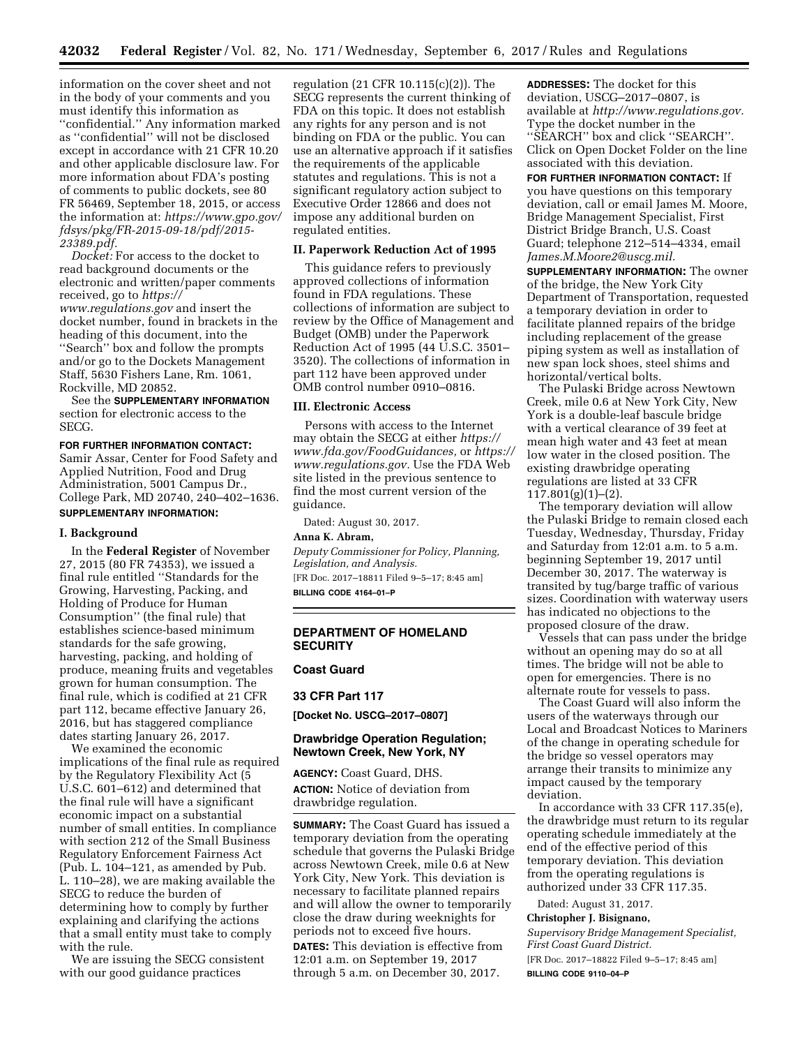information on the cover sheet and not in the body of your comments and you must identify this information as ''confidential.'' Any information marked as ''confidential'' will not be disclosed except in accordance with 21 CFR 10.20 and other applicable disclosure law. For more information about FDA's posting of comments to public dockets, see 80 FR 56469, September 18, 2015, or access the information at: *https://www.gpo.gov/fdsys/pkg/FR-2015-09-18/pdf/2015-23389.pdf.*

*Docket:* For access to the docket to read background documents or the electronic and written/paper comments received, go to *https://www.regulations.gov* and insert the docket number, found in brackets in the heading of this document, into the ''Search'' box and follow the prompts and/or go to the Dockets Management Staff, 5630 Fishers Lane, Rm. 1061, Rockville, MD 20852.

See the **SUPPLEMENTARY INFORMATION** section for electronic access to the SECG.

**FOR FURTHER INFORMATION CONTACT:** Samir Assar, Center for Food Safety and Applied Nutrition, Food and Drug Administration, 5001 Campus Dr., College Park, MD 20740, 240–402–1636.

**SUPPLEMENTARY INFORMATION:**

## I. Background

In the **Federal Register** of November 27, 2015 (80 FR 74353), we issued a final rule entitled ''Standards for the Growing, Harvesting, Packing, and Holding of Produce for Human Consumption'' (the final rule) that establishes science-based minimum standards for the safe growing, harvesting, packing, and holding of produce, meaning fruits and vegetables grown for human consumption. The final rule, which is codified at 21 CFR part 112, became effective January 26, 2016, but has staggered compliance dates starting January 26, 2017.

We examined the economic implications of the final rule as required by the Regulatory Flexibility Act (5 U.S.C. 601–612) and determined that the final rule will have a significant economic impact on a substantial number of small entities. In compliance with section 212 of the Small Business Regulatory Enforcement Fairness Act (Pub. L. 104–121, as amended by Pub. L. 110–28), we are making available the SECG to reduce the burden of determining how to comply by further explaining and clarifying the actions that a small entity must take to comply with the rule.

We are issuing the SECG consistent with our good guidance practices regulation (21 CFR 10.115(c)(2)). The SECG represents the current thinking of FDA on this topic. It does not establish any rights for any person and is not binding on FDA or the public. You can use an alternative approach if it satisfies the requirements of the applicable statutes and regulations. This is not a significant regulatory action subject to Executive Order 12866 and does not impose any additional burden on regulated entities.

## II. Paperwork Reduction Act of 1995

This guidance refers to previously approved collections of information found in FDA regulations. These collections of information are subject to review by the Office of Management and Budget (OMB) under the Paperwork Reduction Act of 1995 (44 U.S.C. 3501–3520). The collections of information in part 112 have been approved under OMB control number 0910–0816.

## III. Electronic Access

Persons with access to the Internet may obtain the SECG at either *https://www.fda.gov/FoodGuidances,* or *https://www.regulations.gov.* Use the FDA Web site listed in the previous sentence to find the most current version of the guidance.

Dated: August 30, 2017.

**Anna K. Abram,**

*Deputy Commissioner for Policy, Planning, Legislation, and Analysis.*

[FR Doc. 2017–18811 Filed 9–5–17; 8:45 am]

**BILLING CODE 4164–01–P**

# DEPARTMENT OF HOMELAND SECURITY

## Coast Guard

## 33 CFR Part 117

**[Docket No. USCG–2017–0807]**

## Drawbridge Operation Regulation; Newtown Creek, New York, NY

**AGENCY:** Coast Guard, DHS.

**ACTION:** Notice of deviation from drawbridge regulation.

**SUMMARY:** The Coast Guard has issued a temporary deviation from the operating schedule that governs the Pulaski Bridge across Newtown Creek, mile 0.6 at New York City, New York. This deviation is necessary to facilitate planned repairs and will allow the owner to temporarily close the draw during weeknights for periods not to exceed five hours.

**DATES:** This deviation is effective from 12:01 a.m. on September 19, 2017 through 5 a.m. on December 30, 2017.

**ADDRESSES:** The docket for this deviation, USCG–2017–0807, is available at *http://www.regulations.gov.* Type the docket number in the ''SEARCH'' box and click ''SEARCH''. Click on Open Docket Folder on the line associated with this deviation.

**FOR FURTHER INFORMATION CONTACT:** If you have questions on this temporary deviation, call or email James M. Moore, Bridge Management Specialist, First District Bridge Branch, U.S. Coast Guard; telephone 212–514–4334, email *James.M.Moore2@uscg.mil.*

**SUPPLEMENTARY INFORMATION:** The owner of the bridge, the New York City Department of Transportation, requested a temporary deviation in order to facilitate planned repairs of the bridge including replacement of the grease piping system as well as installation of new span lock shoes, steel shims and horizontal/vertical bolts.

The Pulaski Bridge across Newtown Creek, mile 0.6 at New York City, New York is a double-leaf bascule bridge with a vertical clearance of 39 feet at mean high water and 43 feet at mean low water in the closed position. The existing drawbridge operating regulations are listed at 33 CFR 117.801(g)(1)–(2).

The temporary deviation will allow the Pulaski Bridge to remain closed each Tuesday, Wednesday, Thursday, Friday and Saturday from 12:01 a.m. to 5 a.m. beginning September 19, 2017 until December 30, 2017. The waterway is transited by tug/barge traffic of various sizes. Coordination with waterway users has indicated no objections to the proposed closure of the draw.

Vessels that can pass under the bridge without an opening may do so at all times. The bridge will not be able to open for emergencies. There is no alternate route for vessels to pass.

The Coast Guard will also inform the users of the waterways through our Local and Broadcast Notices to Mariners of the change in operating schedule for the bridge so vessel operators may arrange their transits to minimize any impact caused by the temporary deviation.

In accordance with 33 CFR 117.35(e), the drawbridge must return to its regular operating schedule immediately at the end of the effective period of this temporary deviation. This deviation from the operating regulations is authorized under 33 CFR 117.35.

Dated: August 31, 2017.

**Christopher J. Bisignano,**

*Supervisory Bridge Management Specialist, First Coast Guard District.*

[FR Doc. 2017–18822 Filed 9–5–17; 8:45 am]

**BILLING CODE 9110–04–P**